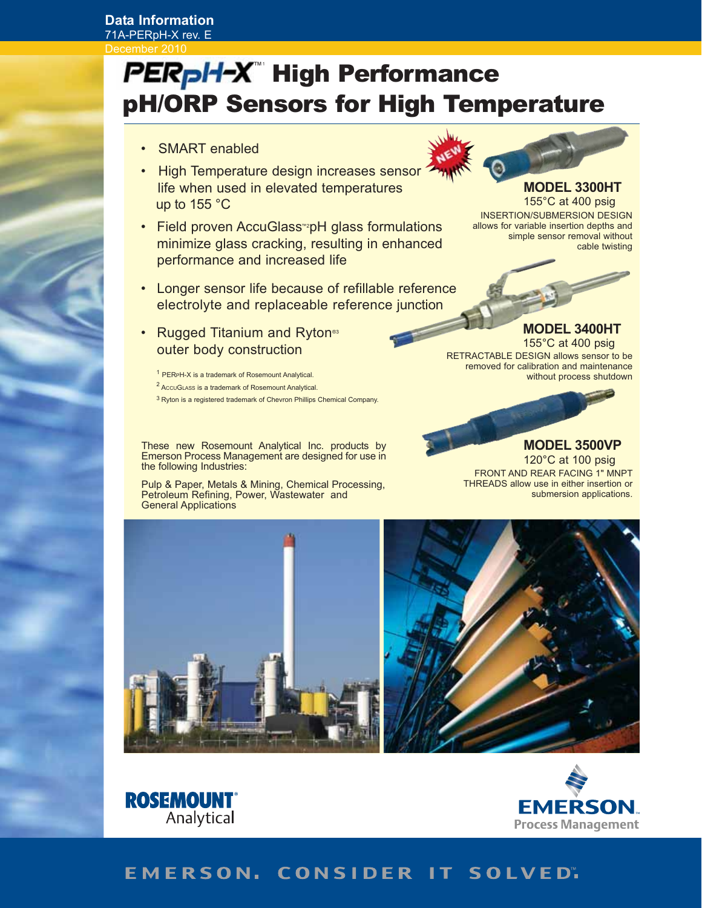**Data Information**
71A-PERpH-X rev. E
December 2010

# PERpH-X™[1] High Performance pH/ORP Sensors for High Temperature

- SMART enabled
- High Temperature design increases sensor life when used in elevated temperatures up to 155 °C
- Field proven AccuGlass™[2] pH glass formulations minimize glass cracking, resulting in enhanced performance and increased life
- Longer sensor life because of refillable reference electrolyte and replaceable reference junction
- Rugged Titanium and Ryton®[3] outer body construction

[1] PERpH-X is a trademark of Rosemount Analytical.

[2] AccuGlass is a trademark of Rosemount Analytical.

[3] Ryton is a registered trademark of Chevron Phillips Chemical Company.

NEW

**MODEL 3300HT**
155°C at 400 psig
INSERTION/SUBMERSION DESIGN allows for variable insertion depths and simple sensor removal without cable twisting

**MODEL 3400HT**
155°C at 400 psig
RETRACTABLE DESIGN allows sensor to be removed for calibration and maintenance without process shutdown

**MODEL 3500VP**
120°C at 100 psig
FRONT AND REAR FACING 1" MNPT THREADS allow use in either insertion or submersion applications.

These new Rosemount Analytical Inc. products by Emerson Process Management are designed for use in the following Industries:

Pulp & Paper, Metals & Mining, Chemical Processing, Petroleum Refining, Power, Wastewater and General Applications

ROSEMOUNT Analytical

EMERSON Process Management

EMERSON. CONSIDER IT SOLVED.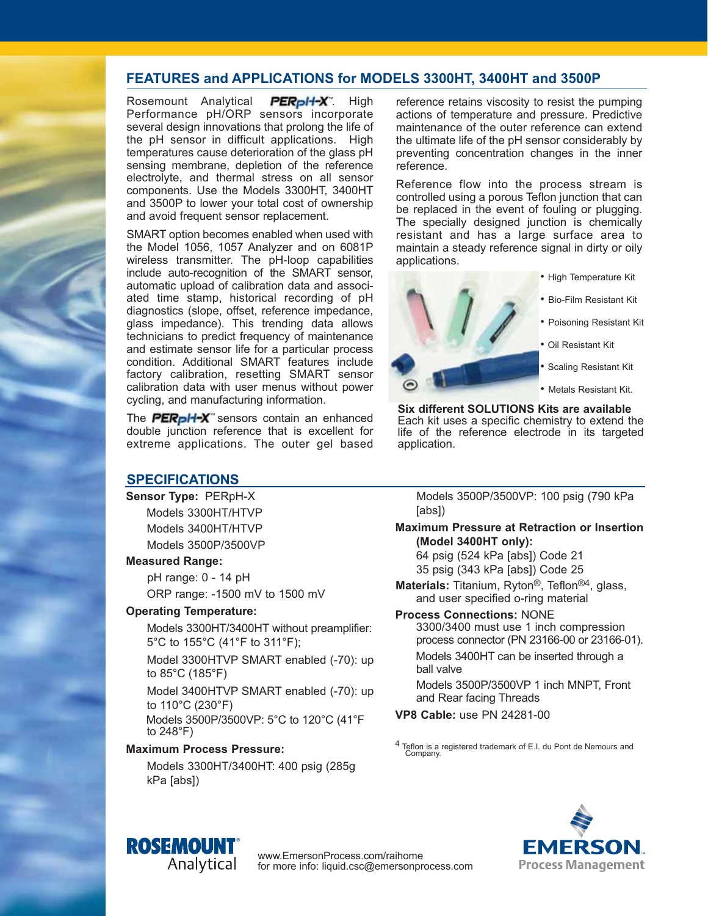## FEATURES and APPLICATIONS for MODELS 3300HT, 3400HT and 3500P

Rosemount Analytical PERpH-X™. High Performance pH/ORP sensors incorporate several design innovations that prolong the life of the pH sensor in difficult applications. High temperatures cause deterioration of the glass pH sensing membrane, depletion of the reference electrolyte, and thermal stress on all sensor components. Use the Models 3300HT, 3400HT and 3500P to lower your total cost of ownership and avoid frequent sensor replacement.

SMART option becomes enabled when used with the Model 1056, 1057 Analyzer and on 6081P wireless transmitter. The pH-loop capabilities include auto-recognition of the SMART sensor, automatic upload of calibration data and associated time stamp, historical recording of pH diagnostics (slope, offset, reference impedance, glass impedance). This trending data allows technicians to predict frequency of maintenance and estimate sensor life for a particular process condition. Additional SMART features include factory calibration, resetting SMART sensor calibration data with user menus without power cycling, and manufacturing information.

The PERpH-X™ sensors contain an enhanced double junction reference that is excellent for extreme applications. The outer gel based reference retains viscosity to resist the pumping actions of temperature and pressure. Predictive maintenance of the outer reference can extend the ultimate life of the pH sensor considerably by preventing concentration changes in the inner reference.

Reference flow into the process stream is controlled using a porous Teflon junction that can be replaced in the event of fouling or plugging. The specially designed junction is chemically resistant and has a large surface area to maintain a steady reference signal in dirty or oily applications.

- High Temperature Kit
- Bio-Film Resistant Kit
- Poisoning Resistant Kit
- Oil Resistant Kit
- Scaling Resistant Kit
- Metals Resistant Kit.

**Six different SOLUTIONS Kits are available**
Each kit uses a specific chemistry to extend the life of the reference electrode in its targeted application.

## SPECIFICATIONS

**Sensor Type:** PERpH-X
- Models 3300HT/HTVP
- Models 3400HT/HTVP
- Models 3500P/3500VP

**Measured Range:**
- pH range: 0 - 14 pH
- ORP range: -1500 mV to 1500 mV

**Operating Temperature:**
- Models 3300HT/3400HT without preamplifier: 5°C to 155°C (41°F to 311°F);
- Model 3300HTVP SMART enabled (-70): up to 85°C (185°F)
- Model 3400HTVP SMART enabled (-70): up to 110°C (230°F)
- Models 3500P/3500VP: 5°C to 120°C (41°F to 248°F)

**Maximum Process Pressure:**
- Models 3300HT/3400HT: 400 psig (285g kPa [abs])
- Models 3500P/3500VP: 100 psig (790 kPa [abs])

**Maximum Pressure at Retraction or Insertion (Model 3400HT only):**
- 64 psig (524 kPa [abs]) Code 21
- 35 psig (343 kPa [abs]) Code 25

**Materials:** Titanium, Ryton®, Teflon®[4], glass, and user specified o-ring material

**Process Connections:** NONE
- 3300/3400 must use 1 inch compression process connector (PN 23166-00 or 23166-01).
- Models 3400HT can be inserted through a ball valve
- Models 3500P/3500VP 1 inch MNPT, Front and Rear facing Threads

**VP8 Cable:** use PN 24281-00

[4] Teflon is a registered trademark of E.I. du Pont de Nemours and Company.

ROSEMOUNT® Analytical

www.EmersonProcess.com/raihome
for more info: liquid.csc@emersonprocess.com

EMERSON. Process Management